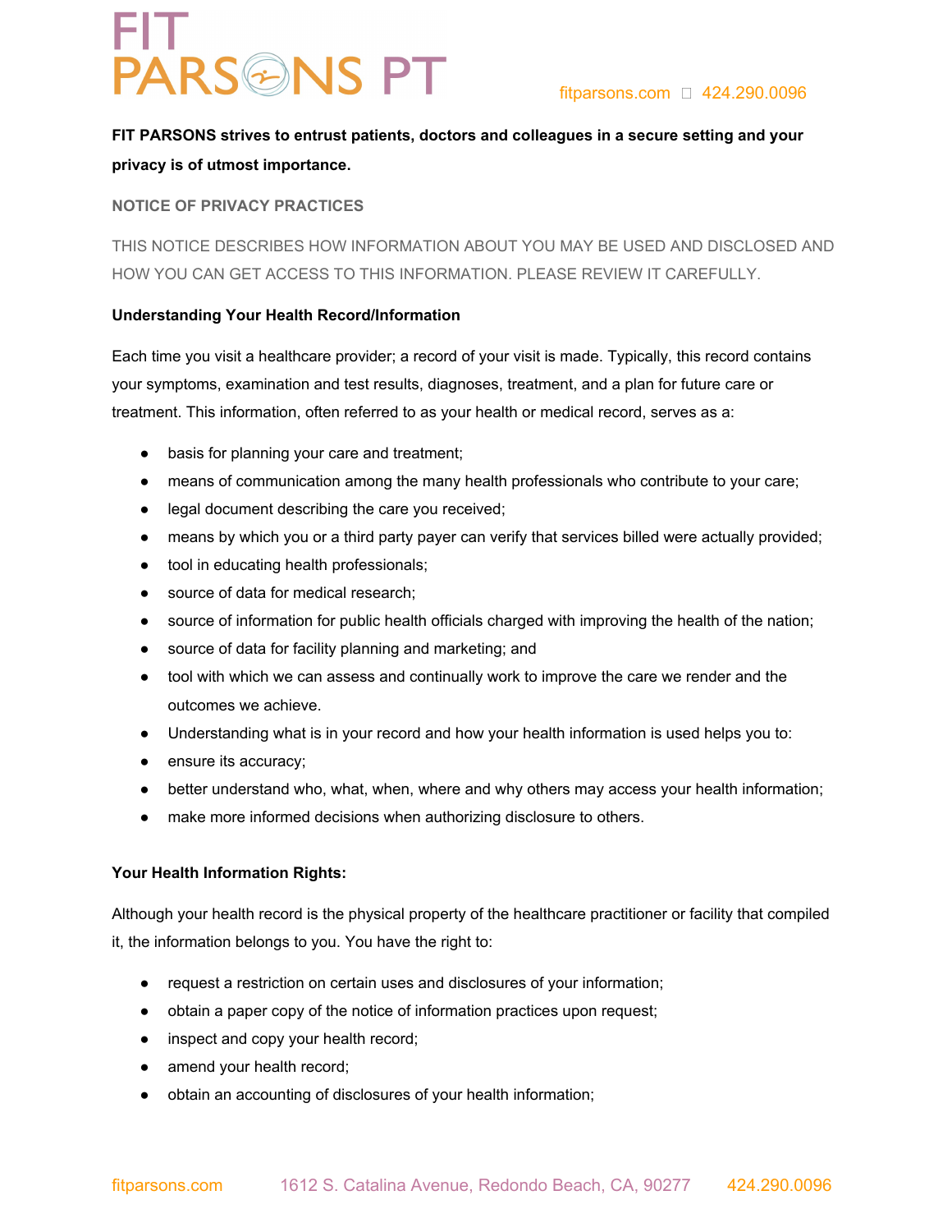FIT PARSONS PT

fitparsons.com  424.290.0096

**FIT PARSONS strives to entrust patients, doctors and colleagues in a secure setting and your privacy is of utmost importance.**

## NOTICE OF PRIVACY PRACTICES

THIS NOTICE DESCRIBES HOW INFORMATION ABOUT YOU MAY BE USED AND DISCLOSED AND HOW YOU CAN GET ACCESS TO THIS INFORMATION. PLEASE REVIEW IT CAREFULLY.

### Understanding Your Health Record/Information

Each time you visit a healthcare provider; a record of your visit is made. Typically, this record contains your symptoms, examination and test results, diagnoses, treatment, and a plan for future care or treatment. This information, often referred to as your health or medical record, serves as a:

- basis for planning your care and treatment;
- means of communication among the many health professionals who contribute to your care;
- legal document describing the care you received;
- means by which you or a third party payer can verify that services billed were actually provided;
- tool in educating health professionals;
- source of data for medical research;
- source of information for public health officials charged with improving the health of the nation;
- source of data for facility planning and marketing; and
- tool with which we can assess and continually work to improve the care we render and the outcomes we achieve.
- Understanding what is in your record and how your health information is used helps you to:
- ensure its accuracy;
- better understand who, what, when, where and why others may access your health information;
- make more informed decisions when authorizing disclosure to others.

### Your Health Information Rights:

Although your health record is the physical property of the healthcare practitioner or facility that compiled it, the information belongs to you. You have the right to:

- request a restriction on certain uses and disclosures of your information;
- obtain a paper copy of the notice of information practices upon request;
- inspect and copy your health record;
- amend your health record;
- obtain an accounting of disclosures of your health information;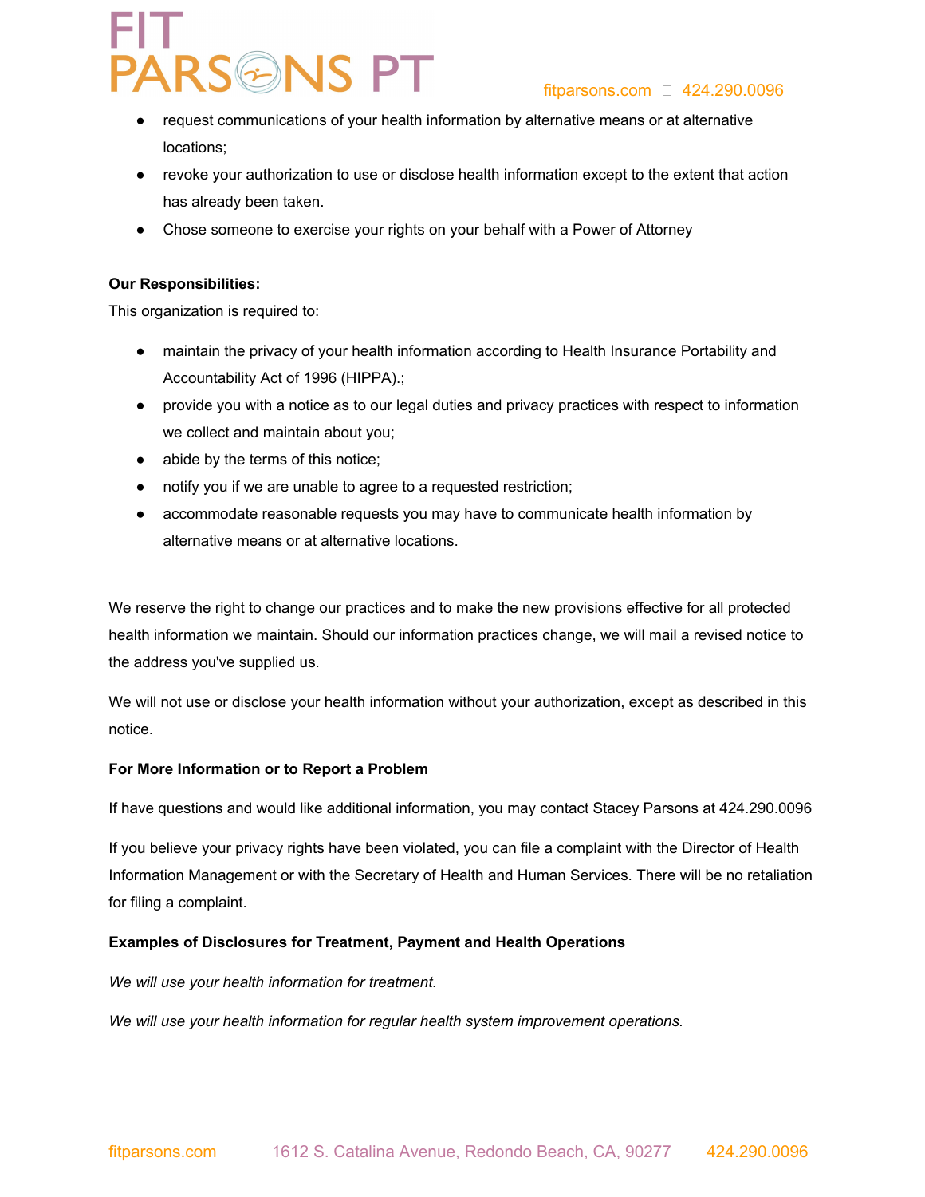- request communications of your health information by alternative means or at alternative locations;
- revoke your authorization to use or disclose health information except to the extent that action has already been taken.
- Chose someone to exercise your rights on your behalf with a Power of Attorney

**Our Responsibilities:**

This organization is required to:

- maintain the privacy of your health information according to Health Insurance Portability and Accountability Act of 1996 (HIPPA).;
- provide you with a notice as to our legal duties and privacy practices with respect to information we collect and maintain about you;
- abide by the terms of this notice;
- notify you if we are unable to agree to a requested restriction;
- accommodate reasonable requests you may have to communicate health information by alternative means or at alternative locations.

We reserve the right to change our practices and to make the new provisions effective for all protected health information we maintain. Should our information practices change, we will mail a revised notice to the address you've supplied us.

We will not use or disclose your health information without your authorization, except as described in this notice.

**For More Information or to Report a Problem**

If have questions and would like additional information, you may contact Stacey Parsons at 424.290.0096

If you believe your privacy rights have been violated, you can file a complaint with the Director of Health Information Management or with the Secretary of Health and Human Services. There will be no retaliation for filing a complaint.

**Examples of Disclosures for Treatment, Payment and Health Operations**

*We will use your health information for treatment.*

*We will use your health information for regular health system improvement operations.*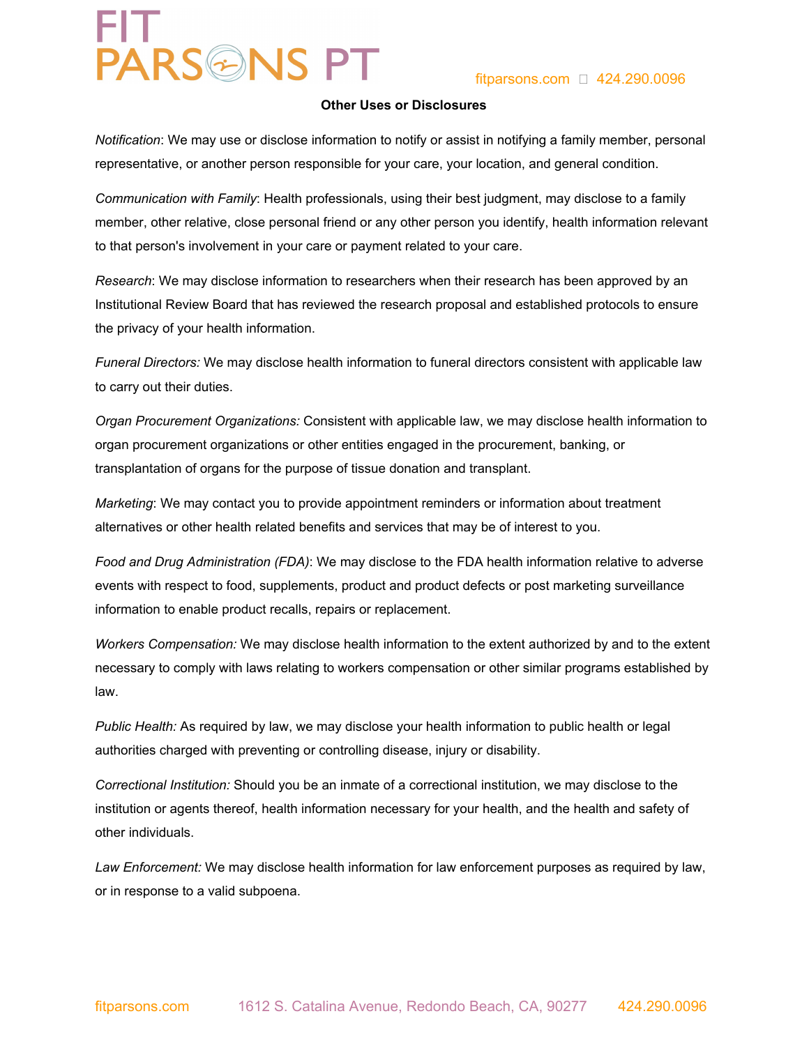### Other Uses or Disclosures

*Notification*: We may use or disclose information to notify or assist in notifying a family member, personal representative, or another person responsible for your care, your location, and general condition.

*Communication with Family*: Health professionals, using their best judgment, may disclose to a family member, other relative, close personal friend or any other person you identify, health information relevant to that person's involvement in your care or payment related to your care.

*Research*: We may disclose information to researchers when their research has been approved by an Institutional Review Board that has reviewed the research proposal and established protocols to ensure the privacy of your health information.

*Funeral Directors:* We may disclose health information to funeral directors consistent with applicable law to carry out their duties.

*Organ Procurement Organizations:* Consistent with applicable law, we may disclose health information to organ procurement organizations or other entities engaged in the procurement, banking, or transplantation of organs for the purpose of tissue donation and transplant.

*Marketing*: We may contact you to provide appointment reminders or information about treatment alternatives or other health related benefits and services that may be of interest to you.

*Food and Drug Administration (FDA)*: We may disclose to the FDA health information relative to adverse events with respect to food, supplements, product and product defects or post marketing surveillance information to enable product recalls, repairs or replacement.

*Workers Compensation:* We may disclose health information to the extent authorized by and to the extent necessary to comply with laws relating to workers compensation or other similar programs established by law.

*Public Health:* As required by law, we may disclose your health information to public health or legal authorities charged with preventing or controlling disease, injury or disability.

*Correctional Institution:* Should you be an inmate of a correctional institution, we may disclose to the institution or agents thereof, health information necessary for your health, and the health and safety of other individuals.

*Law Enforcement:* We may disclose health information for law enforcement purposes as required by law, or in response to a valid subpoena.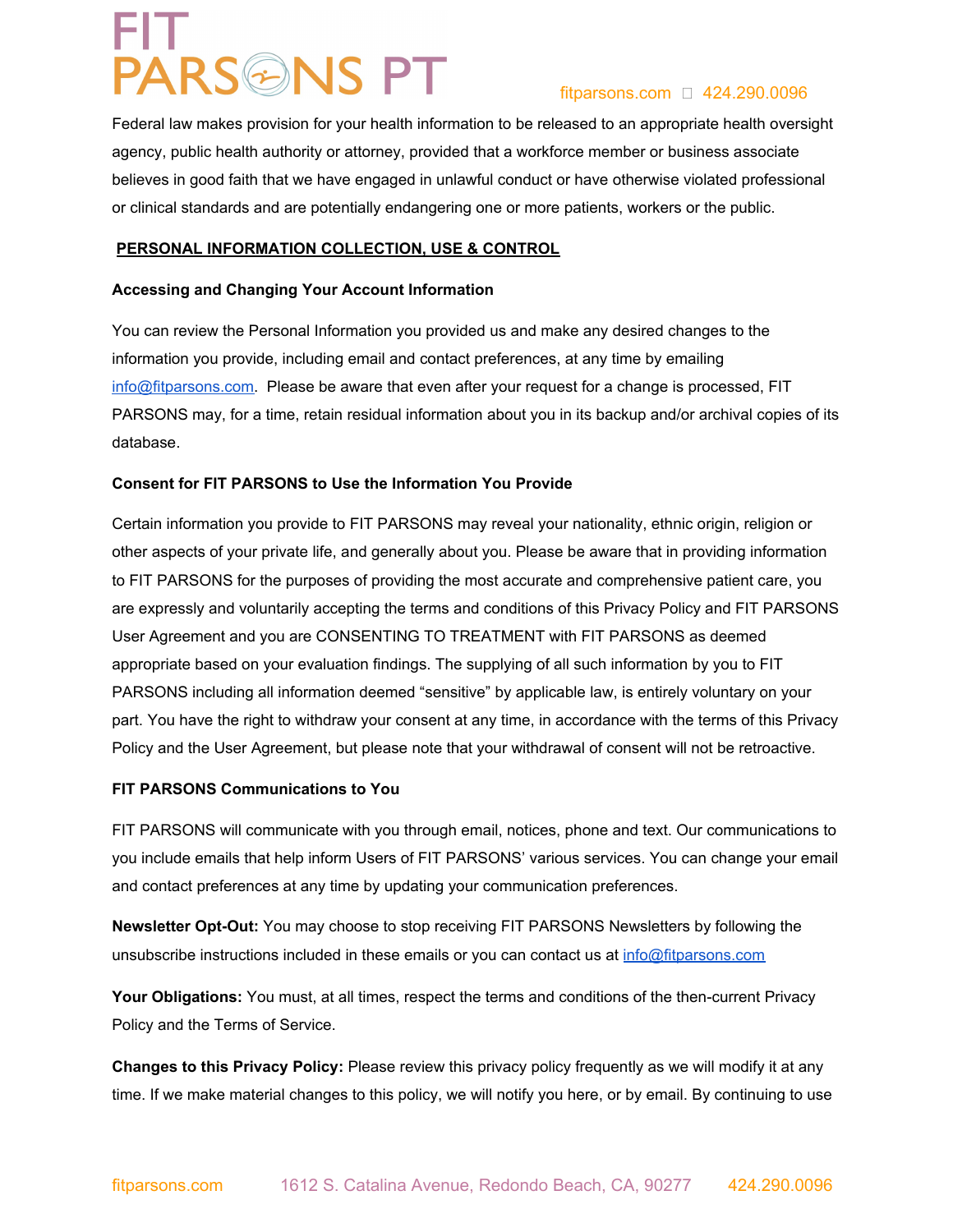Federal law makes provision for your health information to be released to an appropriate health oversight agency, public health authority or attorney, provided that a workforce member or business associate believes in good faith that we have engaged in unlawful conduct or have otherwise violated professional or clinical standards and are potentially endangering one or more patients, workers or the public.

## PERSONAL INFORMATION COLLECTION, USE & CONTROL

### Accessing and Changing Your Account Information

You can review the Personal Information you provided us and make any desired changes to the information you provide, including email and contact preferences, at any time by emailing info@fitparsons.com. Please be aware that even after your request for a change is processed, FIT PARSONS may, for a time, retain residual information about you in its backup and/or archival copies of its database.

### Consent for FIT PARSONS to Use the Information You Provide

Certain information you provide to FIT PARSONS may reveal your nationality, ethnic origin, religion or other aspects of your private life, and generally about you. Please be aware that in providing information to FIT PARSONS for the purposes of providing the most accurate and comprehensive patient care, you are expressly and voluntarily accepting the terms and conditions of this Privacy Policy and FIT PARSONS User Agreement and you are CONSENTING TO TREATMENT with FIT PARSONS as deemed appropriate based on your evaluation findings. The supplying of all such information by you to FIT PARSONS including all information deemed "sensitive" by applicable law, is entirely voluntary on your part. You have the right to withdraw your consent at any time, in accordance with the terms of this Privacy Policy and the User Agreement, but please note that your withdrawal of consent will not be retroactive.

### FIT PARSONS Communications to You

FIT PARSONS will communicate with you through email, notices, phone and text. Our communications to you include emails that help inform Users of FIT PARSONS' various services. You can change your email and contact preferences at any time by updating your communication preferences.

**Newsletter Opt-Out:** You may choose to stop receiving FIT PARSONS Newsletters by following the unsubscribe instructions included in these emails or you can contact us at info@fitparsons.com

**Your Obligations:** You must, at all times, respect the terms and conditions of the then-current Privacy Policy and the Terms of Service.

**Changes to this Privacy Policy:** Please review this privacy policy frequently as we will modify it at any time. If we make material changes to this policy, we will notify you here, or by email. By continuing to use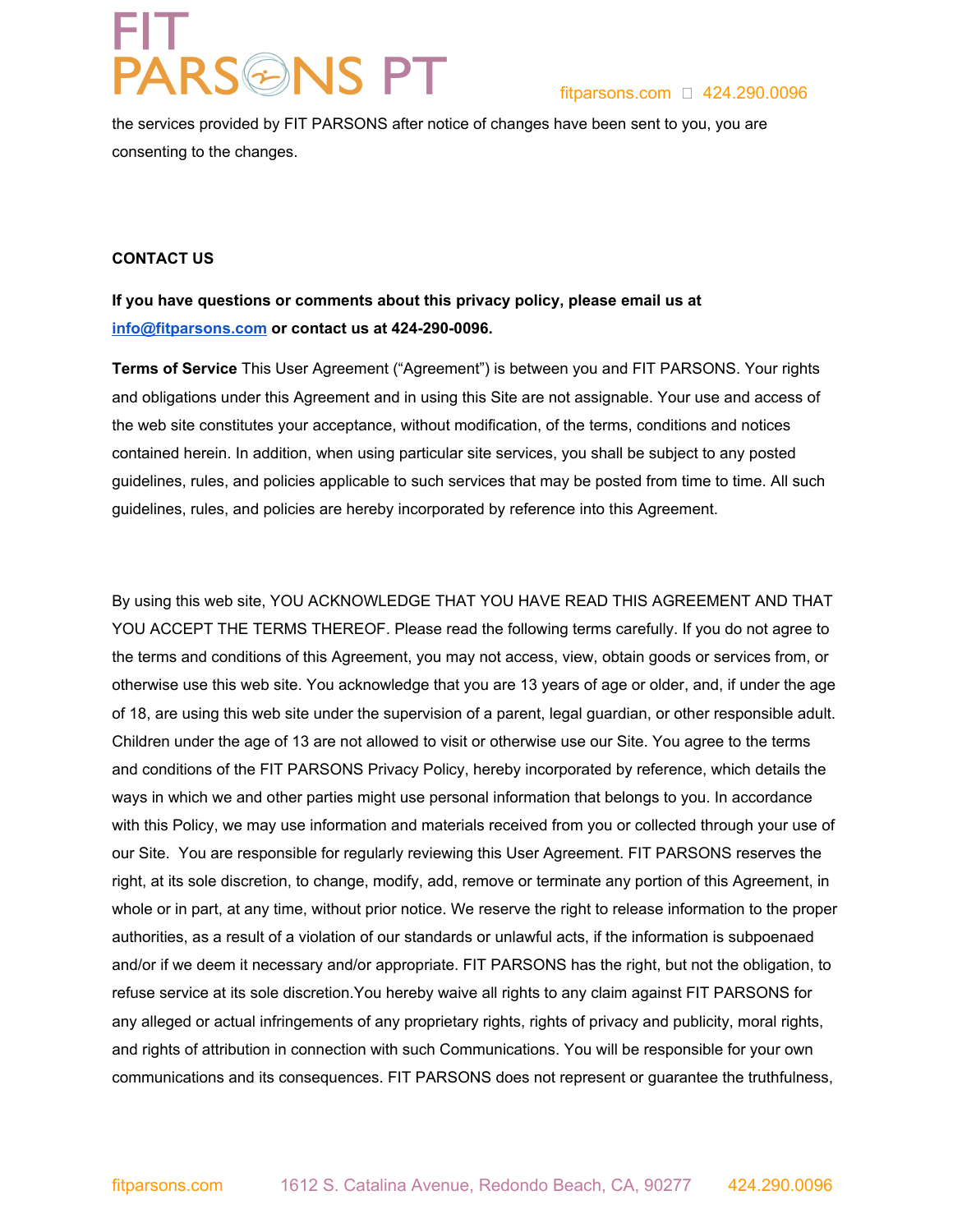the services provided by FIT PARSONS after notice of changes have been sent to you, you are consenting to the changes.

**CONTACT US**

**If you have questions or comments about this privacy policy, please email us at info@fitparsons.com or contact us at 424-290-0096.**

**Terms of Service** This User Agreement ("Agreement") is between you and FIT PARSONS. Your rights and obligations under this Agreement and in using this Site are not assignable. Your use and access of the web site constitutes your acceptance, without modification, of the terms, conditions and notices contained herein. In addition, when using particular site services, you shall be subject to any posted guidelines, rules, and policies applicable to such services that may be posted from time to time. All such guidelines, rules, and policies are hereby incorporated by reference into this Agreement.

By using this web site, YOU ACKNOWLEDGE THAT YOU HAVE READ THIS AGREEMENT AND THAT YOU ACCEPT THE TERMS THEREOF. Please read the following terms carefully. If you do not agree to the terms and conditions of this Agreement, you may not access, view, obtain goods or services from, or otherwise use this web site. You acknowledge that you are 13 years of age or older, and, if under the age of 18, are using this web site under the supervision of a parent, legal guardian, or other responsible adult. Children under the age of 13 are not allowed to visit or otherwise use our Site. You agree to the terms and conditions of the FIT PARSONS Privacy Policy, hereby incorporated by reference, which details the ways in which we and other parties might use personal information that belongs to you. In accordance with this Policy, we may use information and materials received from you or collected through your use of our Site. You are responsible for regularly reviewing this User Agreement. FIT PARSONS reserves the right, at its sole discretion, to change, modify, add, remove or terminate any portion of this Agreement, in whole or in part, at any time, without prior notice. We reserve the right to release information to the proper authorities, as a result of a violation of our standards or unlawful acts, if the information is subpoenaed and/or if we deem it necessary and/or appropriate. FIT PARSONS has the right, but not the obligation, to refuse service at its sole discretion.You hereby waive all rights to any claim against FIT PARSONS for any alleged or actual infringements of any proprietary rights, rights of privacy and publicity, moral rights, and rights of attribution in connection with such Communications. You will be responsible for your own communications and its consequences. FIT PARSONS does not represent or guarantee the truthfulness,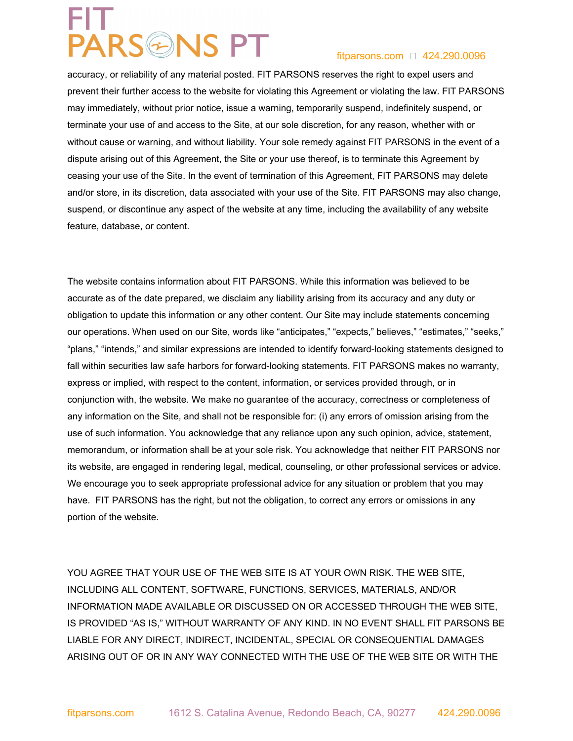accuracy, or reliability of any material posted. FIT PARSONS reserves the right to expel users and prevent their further access to the website for violating this Agreement or violating the law. FIT PARSONS may immediately, without prior notice, issue a warning, temporarily suspend, indefinitely suspend, or terminate your use of and access to the Site, at our sole discretion, for any reason, whether with or without cause or warning, and without liability. Your sole remedy against FIT PARSONS in the event of a dispute arising out of this Agreement, the Site or your use thereof, is to terminate this Agreement by ceasing your use of the Site. In the event of termination of this Agreement, FIT PARSONS may delete and/or store, in its discretion, data associated with your use of the Site. FIT PARSONS may also change, suspend, or discontinue any aspect of the website at any time, including the availability of any website feature, database, or content.

The website contains information about FIT PARSONS. While this information was believed to be accurate as of the date prepared, we disclaim any liability arising from its accuracy and any duty or obligation to update this information or any other content. Our Site may include statements concerning our operations. When used on our Site, words like "anticipates," "expects," believes," "estimates," "seeks," "plans," "intends," and similar expressions are intended to identify forward-looking statements designed to fall within securities law safe harbors for forward-looking statements. FIT PARSONS makes no warranty, express or implied, with respect to the content, information, or services provided through, or in conjunction with, the website. We make no guarantee of the accuracy, correctness or completeness of any information on the Site, and shall not be responsible for: (i) any errors of omission arising from the use of such information. You acknowledge that any reliance upon any such opinion, advice, statement, memorandum, or information shall be at your sole risk. You acknowledge that neither FIT PARSONS nor its website, are engaged in rendering legal, medical, counseling, or other professional services or advice. We encourage you to seek appropriate professional advice for any situation or problem that you may have. FIT PARSONS has the right, but not the obligation, to correct any errors or omissions in any portion of the website.

YOU AGREE THAT YOUR USE OF THE WEB SITE IS AT YOUR OWN RISK. THE WEB SITE, INCLUDING ALL CONTENT, SOFTWARE, FUNCTIONS, SERVICES, MATERIALS, AND/OR INFORMATION MADE AVAILABLE OR DISCUSSED ON OR ACCESSED THROUGH THE WEB SITE, IS PROVIDED "AS IS," WITHOUT WARRANTY OF ANY KIND. IN NO EVENT SHALL FIT PARSONS BE LIABLE FOR ANY DIRECT, INDIRECT, INCIDENTAL, SPECIAL OR CONSEQUENTIAL DAMAGES ARISING OUT OF OR IN ANY WAY CONNECTED WITH THE USE OF THE WEB SITE OR WITH THE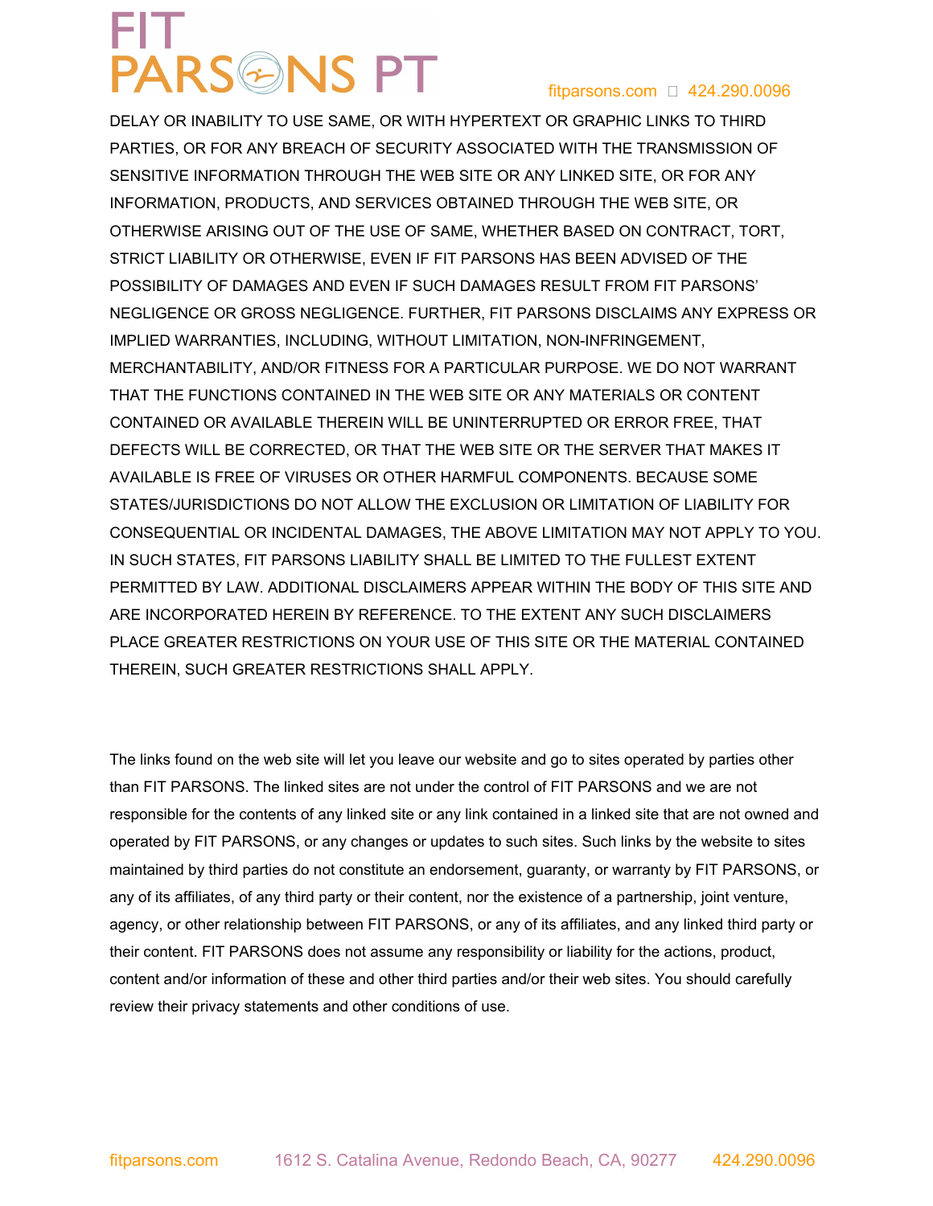DELAY OR INABILITY TO USE SAME, OR WITH HYPERTEXT OR GRAPHIC LINKS TO THIRD PARTIES, OR FOR ANY BREACH OF SECURITY ASSOCIATED WITH THE TRANSMISSION OF SENSITIVE INFORMATION THROUGH THE WEB SITE OR ANY LINKED SITE, OR FOR ANY INFORMATION, PRODUCTS, AND SERVICES OBTAINED THROUGH THE WEB SITE, OR OTHERWISE ARISING OUT OF THE USE OF SAME, WHETHER BASED ON CONTRACT, TORT, STRICT LIABILITY OR OTHERWISE, EVEN IF FIT PARSONS HAS BEEN ADVISED OF THE POSSIBILITY OF DAMAGES AND EVEN IF SUCH DAMAGES RESULT FROM FIT PARSONS' NEGLIGENCE OR GROSS NEGLIGENCE. FURTHER, FIT PARSONS DISCLAIMS ANY EXPRESS OR IMPLIED WARRANTIES, INCLUDING, WITHOUT LIMITATION, NON-INFRINGEMENT, MERCHANTABILITY, AND/OR FITNESS FOR A PARTICULAR PURPOSE. WE DO NOT WARRANT THAT THE FUNCTIONS CONTAINED IN THE WEB SITE OR ANY MATERIALS OR CONTENT CONTAINED OR AVAILABLE THEREIN WILL BE UNINTERRUPTED OR ERROR FREE, THAT DEFECTS WILL BE CORRECTED, OR THAT THE WEB SITE OR THE SERVER THAT MAKES IT AVAILABLE IS FREE OF VIRUSES OR OTHER HARMFUL COMPONENTS. BECAUSE SOME STATES/JURISDICTIONS DO NOT ALLOW THE EXCLUSION OR LIMITATION OF LIABILITY FOR CONSEQUENTIAL OR INCIDENTAL DAMAGES, THE ABOVE LIMITATION MAY NOT APPLY TO YOU. IN SUCH STATES, FIT PARSONS LIABILITY SHALL BE LIMITED TO THE FULLEST EXTENT PERMITTED BY LAW. ADDITIONAL DISCLAIMERS APPEAR WITHIN THE BODY OF THIS SITE AND ARE INCORPORATED HEREIN BY REFERENCE. TO THE EXTENT ANY SUCH DISCLAIMERS PLACE GREATER RESTRICTIONS ON YOUR USE OF THIS SITE OR THE MATERIAL CONTAINED THEREIN, SUCH GREATER RESTRICTIONS SHALL APPLY.

The links found on the web site will let you leave our website and go to sites operated by parties other than FIT PARSONS. The linked sites are not under the control of FIT PARSONS and we are not responsible for the contents of any linked site or any link contained in a linked site that are not owned and operated by FIT PARSONS, or any changes or updates to such sites. Such links by the website to sites maintained by third parties do not constitute an endorsement, guaranty, or warranty by FIT PARSONS, or any of its affiliates, of any third party or their content, nor the existence of a partnership, joint venture, agency, or other relationship between FIT PARSONS, or any of its affiliates, and any linked third party or their content. FIT PARSONS does not assume any responsibility or liability for the actions, product, content and/or information of these and other third parties and/or their web sites. You should carefully review their privacy statements and other conditions of use.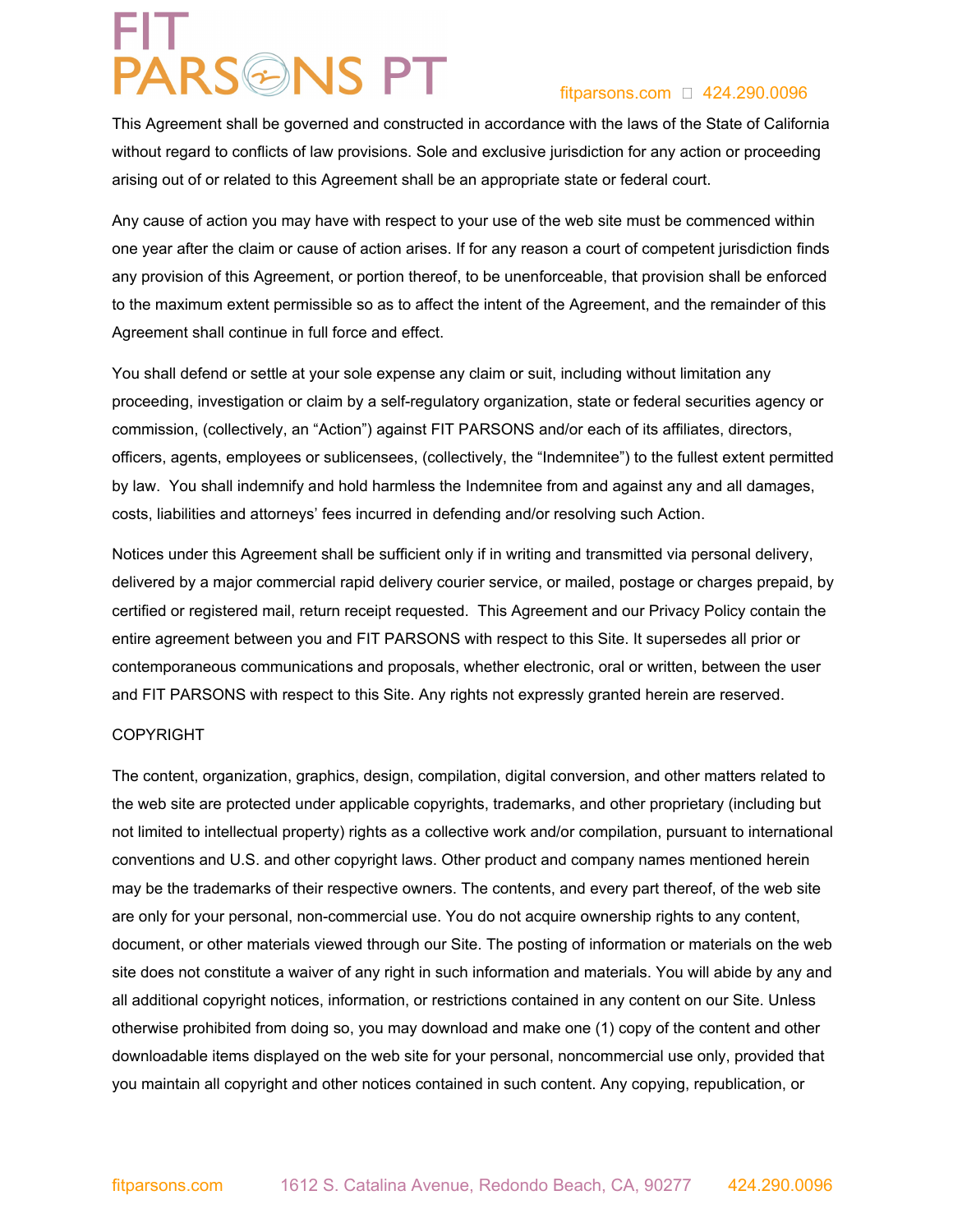This Agreement shall be governed and constructed in accordance with the laws of the State of California without regard to conflicts of law provisions. Sole and exclusive jurisdiction for any action or proceeding arising out of or related to this Agreement shall be an appropriate state or federal court.

Any cause of action you may have with respect to your use of the web site must be commenced within one year after the claim or cause of action arises. If for any reason a court of competent jurisdiction finds any provision of this Agreement, or portion thereof, to be unenforceable, that provision shall be enforced to the maximum extent permissible so as to affect the intent of the Agreement, and the remainder of this Agreement shall continue in full force and effect.

You shall defend or settle at your sole expense any claim or suit, including without limitation any proceeding, investigation or claim by a self-regulatory organization, state or federal securities agency or commission, (collectively, an "Action") against FIT PARSONS and/or each of its affiliates, directors, officers, agents, employees or sublicensees, (collectively, the "Indemnitee") to the fullest extent permitted by law. You shall indemnify and hold harmless the Indemnitee from and against any and all damages, costs, liabilities and attorneys' fees incurred in defending and/or resolving such Action.

Notices under this Agreement shall be sufficient only if in writing and transmitted via personal delivery, delivered by a major commercial rapid delivery courier service, or mailed, postage or charges prepaid, by certified or registered mail, return receipt requested. This Agreement and our Privacy Policy contain the entire agreement between you and FIT PARSONS with respect to this Site. It supersedes all prior or contemporaneous communications and proposals, whether electronic, oral or written, between the user and FIT PARSONS with respect to this Site. Any rights not expressly granted herein are reserved.

COPYRIGHT

The content, organization, graphics, design, compilation, digital conversion, and other matters related to the web site are protected under applicable copyrights, trademarks, and other proprietary (including but not limited to intellectual property) rights as a collective work and/or compilation, pursuant to international conventions and U.S. and other copyright laws. Other product and company names mentioned herein may be the trademarks of their respective owners. The contents, and every part thereof, of the web site are only for your personal, non-commercial use. You do not acquire ownership rights to any content, document, or other materials viewed through our Site. The posting of information or materials on the web site does not constitute a waiver of any right in such information and materials. You will abide by any and all additional copyright notices, information, or restrictions contained in any content on our Site. Unless otherwise prohibited from doing so, you may download and make one (1) copy of the content and other downloadable items displayed on the web site for your personal, noncommercial use only, provided that you maintain all copyright and other notices contained in such content. Any copying, republication, or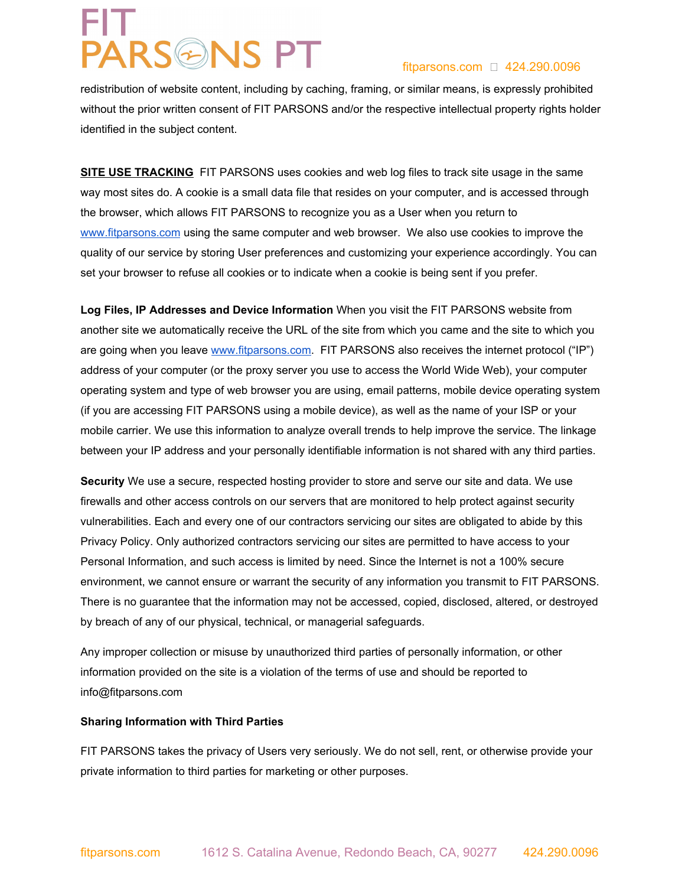redistribution of website content, including by caching, framing, or similar means, is expressly prohibited without the prior written consent of FIT PARSONS and/or the respective intellectual property rights holder identified in the subject content.

**SITE USE TRACKING** FIT PARSONS uses cookies and web log files to track site usage in the same way most sites do. A cookie is a small data file that resides on your computer, and is accessed through the browser, which allows FIT PARSONS to recognize you as a User when you return to www.fitparsons.com using the same computer and web browser. We also use cookies to improve the quality of our service by storing User preferences and customizing your experience accordingly. You can set your browser to refuse all cookies or to indicate when a cookie is being sent if you prefer.

**Log Files, IP Addresses and Device Information** When you visit the FIT PARSONS website from another site we automatically receive the URL of the site from which you came and the site to which you are going when you leave www.fitparsons.com. FIT PARSONS also receives the internet protocol ("IP") address of your computer (or the proxy server you use to access the World Wide Web), your computer operating system and type of web browser you are using, email patterns, mobile device operating system (if you are accessing FIT PARSONS using a mobile device), as well as the name of your ISP or your mobile carrier. We use this information to analyze overall trends to help improve the service. The linkage between your IP address and your personally identifiable information is not shared with any third parties.

**Security** We use a secure, respected hosting provider to store and serve our site and data. We use firewalls and other access controls on our servers that are monitored to help protect against security vulnerabilities. Each and every one of our contractors servicing our sites are obligated to abide by this Privacy Policy. Only authorized contractors servicing our sites are permitted to have access to your Personal Information, and such access is limited by need. Since the Internet is not a 100% secure environment, we cannot ensure or warrant the security of any information you transmit to FIT PARSONS. There is no guarantee that the information may not be accessed, copied, disclosed, altered, or destroyed by breach of any of our physical, technical, or managerial safeguards.

Any improper collection or misuse by unauthorized third parties of personally information, or other information provided on the site is a violation of the terms of use and should be reported to info@fitparsons.com

**Sharing Information with Third Parties**

FIT PARSONS takes the privacy of Users very seriously. We do not sell, rent, or otherwise provide your private information to third parties for marketing or other purposes.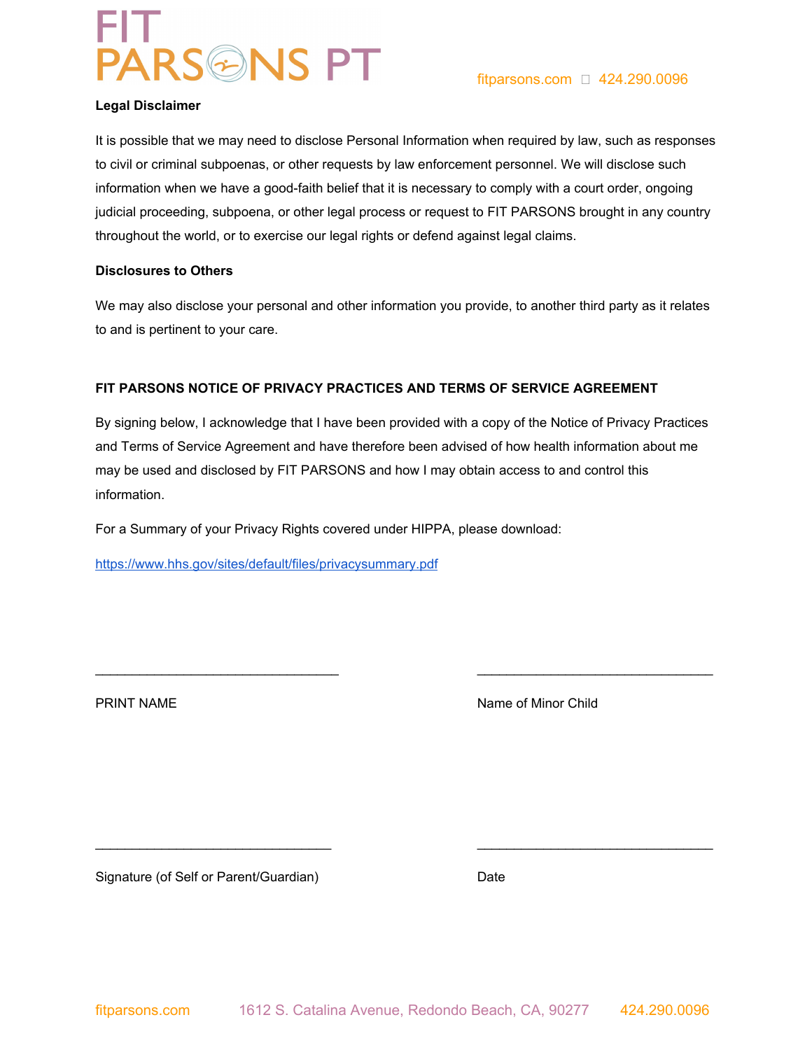**Legal Disclaimer**

It is possible that we may need to disclose Personal Information when required by law, such as responses to civil or criminal subpoenas, or other requests by law enforcement personnel. We will disclose such information when we have a good-faith belief that it is necessary to comply with a court order, ongoing judicial proceeding, subpoena, or other legal process or request to FIT PARSONS brought in any country throughout the world, or to exercise our legal rights or defend against legal claims.

**Disclosures to Others**

We may also disclose your personal and other information you provide, to another third party as it relates to and is pertinent to your care.

**FIT PARSONS NOTICE OF PRIVACY PRACTICES AND TERMS OF SERVICE AGREEMENT**

By signing below, I acknowledge that I have been provided with a copy of the Notice of Privacy Practices and Terms of Service Agreement and have therefore been advised of how health information about me may be used and disclosed by FIT PARSONS and how I may obtain access to and control this information.

For a Summary of your Privacy Rights covered under HIPPA, please download:

https://www.hhs.gov/sites/default/files/privacysummary.pdf

_________________________________ PRINT NAME

_________________________________ Name of Minor Child

_________________________________ Signature (of Self or Parent/Guardian)

_________________________________ Date